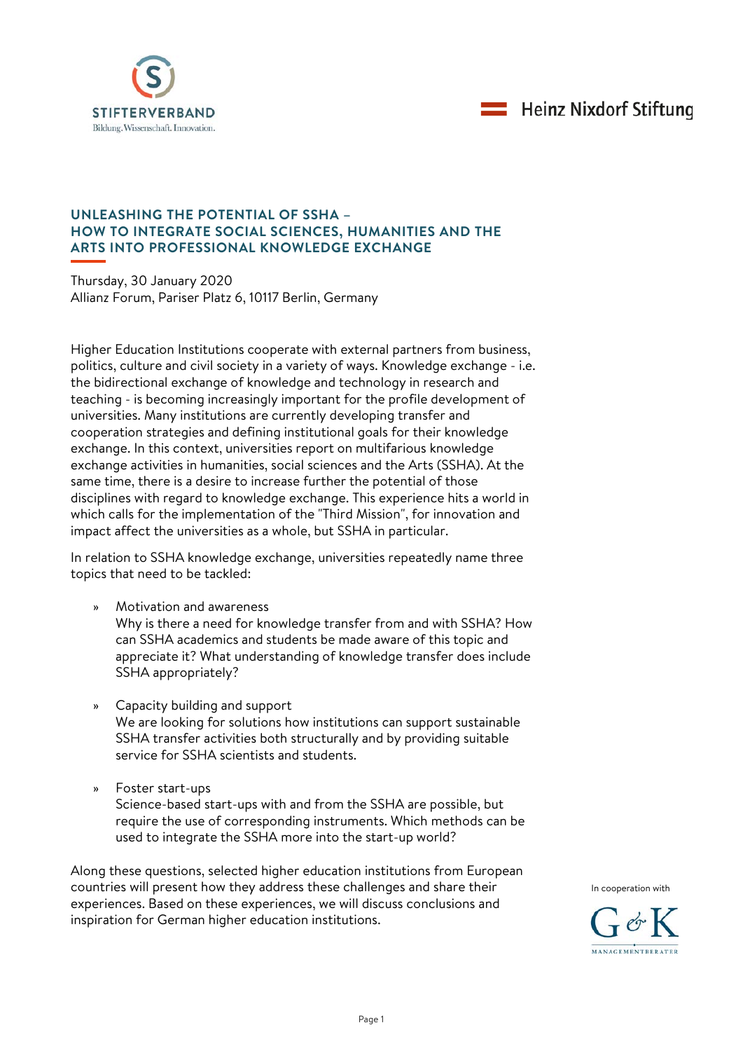STIFTERVERBAND
Bildung. Wissenschaft. Innovation.

Heinz Nixdorf Stiftung

# UNLEASHING THE POTENTIAL OF SSHA – HOW TO INTEGRATE SOCIAL SCIENCES, HUMANITIES AND THE ARTS INTO PROFESSIONAL KNOWLEDGE EXCHANGE

Thursday, 30 January 2020
Allianz Forum, Pariser Platz 6, 10117 Berlin, Germany

Higher Education Institutions cooperate with external partners from business, politics, culture and civil society in a variety of ways. Knowledge exchange - i.e. the bidirectional exchange of knowledge and technology in research and teaching - is becoming increasingly important for the profile development of universities. Many institutions are currently developing transfer and cooperation strategies and defining institutional goals for their knowledge exchange. In this context, universities report on multifarious knowledge exchange activities in humanities, social sciences and the Arts (SSHA). At the same time, there is a desire to increase further the potential of those disciplines with regard to knowledge exchange. This experience hits a world in which calls for the implementation of the "Third Mission", for innovation and impact affect the universities as a whole, but SSHA in particular.

In relation to SSHA knowledge exchange, universities repeatedly name three topics that need to be tackled:

» Motivation and awareness
  Why is there a need for knowledge transfer from and with SSHA? How can SSHA academics and students be made aware of this topic and appreciate it? What understanding of knowledge transfer does include SSHA appropriately?

» Capacity building and support
  We are looking for solutions how institutions can support sustainable SSHA transfer activities both structurally and by providing suitable service for SSHA scientists and students.

» Foster start-ups
  Science-based start-ups with and from the SSHA are possible, but require the use of corresponding instruments. Which methods can be used to integrate the SSHA more into the start-up world?

Along these questions, selected higher education institutions from European countries will present how they address these challenges and share their experiences. Based on these experiences, we will discuss conclusions and inspiration for German higher education institutions.

In cooperation with

G & K
MANAGEMENTBERATER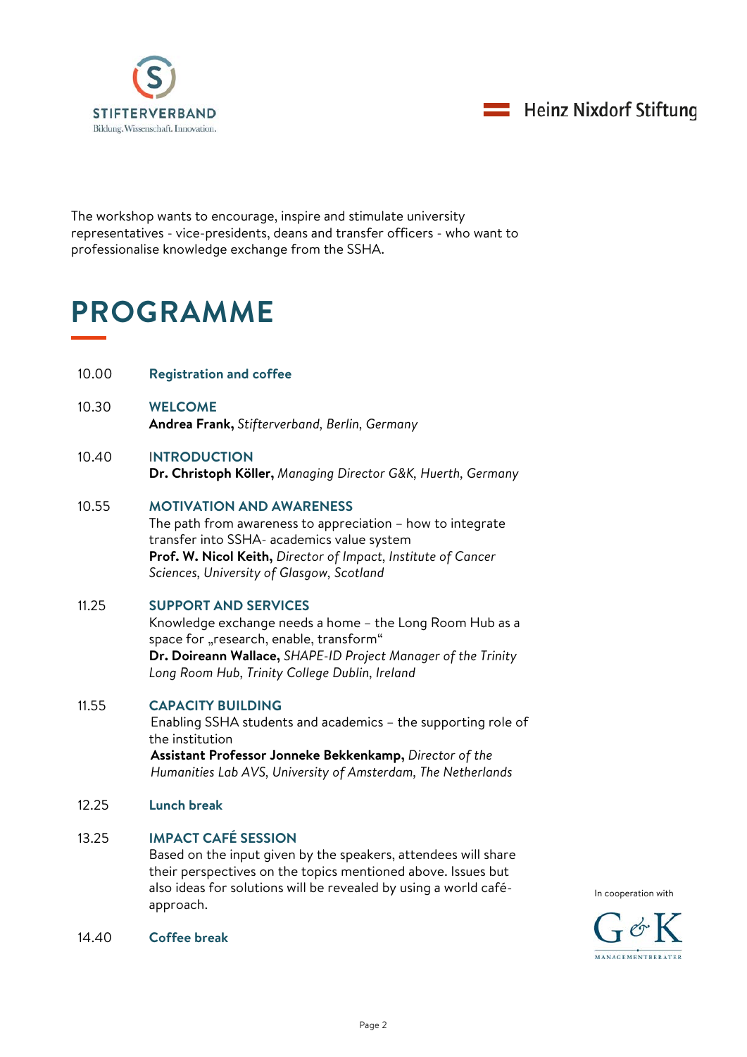STIFTERVERBAND
Bildung. Wissenschaft. Innovation.

Heinz Nixdorf Stiftung

The workshop wants to encourage, inspire and stimulate university representatives - vice-presidents, deans and transfer officers - who want to professionalise knowledge exchange from the SSHA.

# PROGRAMME

10.00 **Registration and coffee**

10.30 **WELCOME**
**Andrea Frank,** *Stifterverband, Berlin, Germany*

10.40 **INTRODUCTION**
**Dr. Christoph Köller,** *Managing Director G&K, Huerth, Germany*

10.55 **MOTIVATION AND AWARENESS**
The path from awareness to appreciation – how to integrate transfer into SSHA- academics value system
**Prof. W. Nicol Keith,** *Director of Impact, Institute of Cancer Sciences, University of Glasgow, Scotland*

11.25 **SUPPORT AND SERVICES**
Knowledge exchange needs a home – the Long Room Hub as a space for „research, enable, transform"
**Dr. Doireann Wallace,** *SHAPE-ID Project Manager of the Trinity Long Room Hub, Trinity College Dublin, Ireland*

11.55 **CAPACITY BUILDING**
Enabling SSHA students and academics – the supporting role of the institution
**Assistant Professor Jonneke Bekkenkamp,** *Director of the Humanities Lab AVS, University of Amsterdam, The Netherlands*

12.25 **Lunch break**

13.25 **IMPACT CAFÉ SESSION**
Based on the input given by the speakers, attendees will share their perspectives on the topics mentioned above. Issues but also ideas for solutions will be revealed by using a world café-approach.

14.40 **Coffee break**

In cooperation with
G&K
MANAGEMENTBERATER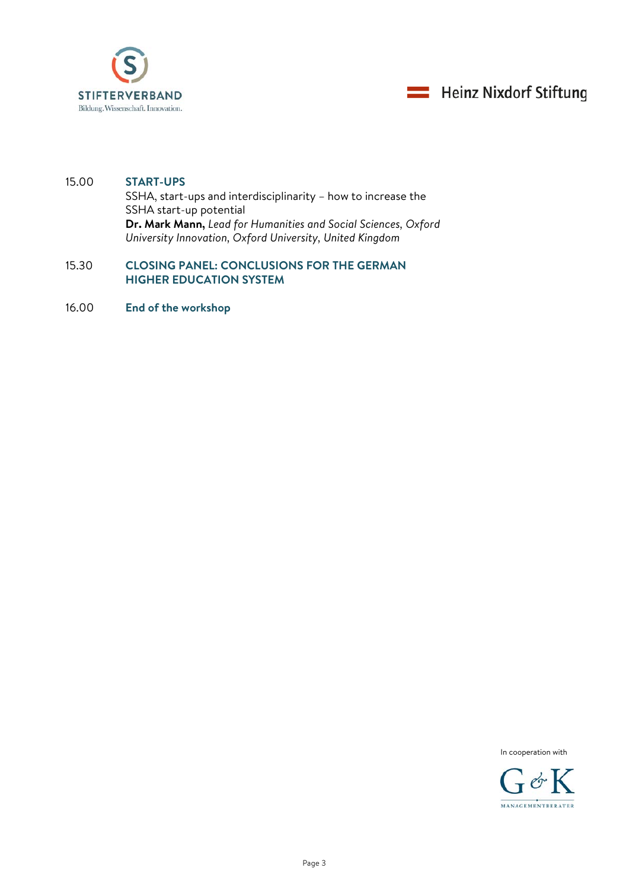15.00 **START-UPS**
SSHA, start-ups and interdisciplinarity – how to increase the SSHA start-up potential
**Dr. Mark Mann,** *Lead for Humanities and Social Sciences, Oxford University Innovation, Oxford University, United Kingdom*

15.30 **CLOSING PANEL: CONCLUSIONS FOR THE GERMAN HIGHER EDUCATION SYSTEM**

16.00 **End of the workshop**

In cooperation with